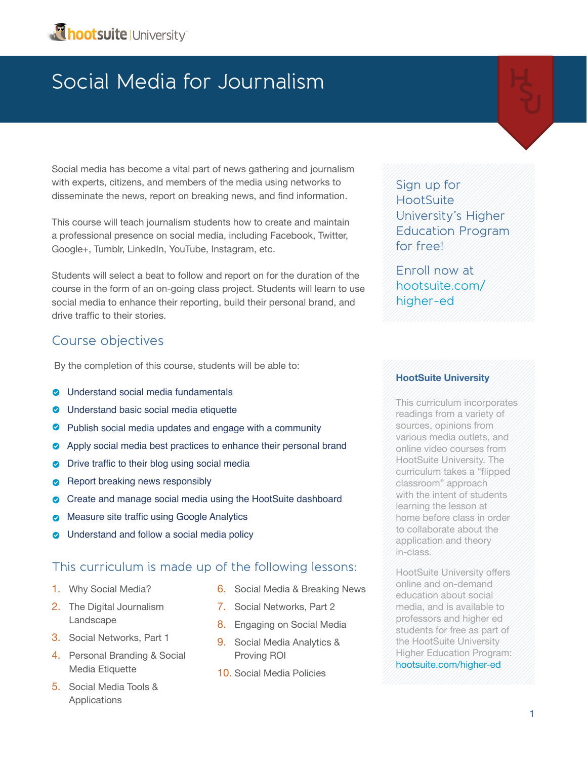# Social Media for Journalism

Social media has become a vital part of news gathering and journalism with experts, citizens, and members of the media using networks to disseminate the news, report on breaking news, and find information.

This course will teach journalism students how to create and maintain a professional presence on social media, including Facebook, Twitter, Google+, Tumblr, LinkedIn, YouTube, Instagram, etc.

Students will select a beat to follow and report on for the duration of the course in the form of an on-going class project. Students will learn to use social media to enhance their reporting, build their personal brand, and drive traffic to their stories.

## Course objectives

By the completion of this course, students will be able to:

- Understand social media fundamentals
- Understand basic social media etiquette
- Publish social media updates and engage with a community
- Apply social media best practices to enhance their personal brand
- Drive traffic to their blog using social media
- Report breaking news responsibly
- Create and manage social media using the HootSuite dashboard
- Measure site traffic using Google Analytics
- Understand and follow a social media policy

## This curriculum is made up of the following lessons:

1. Why Social Media?
2. The Digital Journalism Landscape
3. Social Networks, Part 1
4. Personal Branding & Social Media Etiquette
5. Social Media Tools & Applications
6. Social Media & Breaking News
7. Social Networks, Part 2
8. Engaging on Social Media
9. Social Media Analytics & Proving ROI
10. Social Media Policies

Sign up for HootSuite University's Higher Education Program for free!

Enroll now at hootsuite.com/higher-ed

**HootSuite University**

This curriculum incorporates readings from a variety of sources, opinions from various media outlets, and online video courses from HootSuite University. The curriculum takes a "flipped classroom" approach with the intent of students learning the lesson at home before class in order to collaborate about the application and theory in-class.

HootSuite University offers online and on-demand education about social media, and is available to professors and higher ed students for free as part of the HootSuite University Higher Education Program: hootsuite.com/higher-ed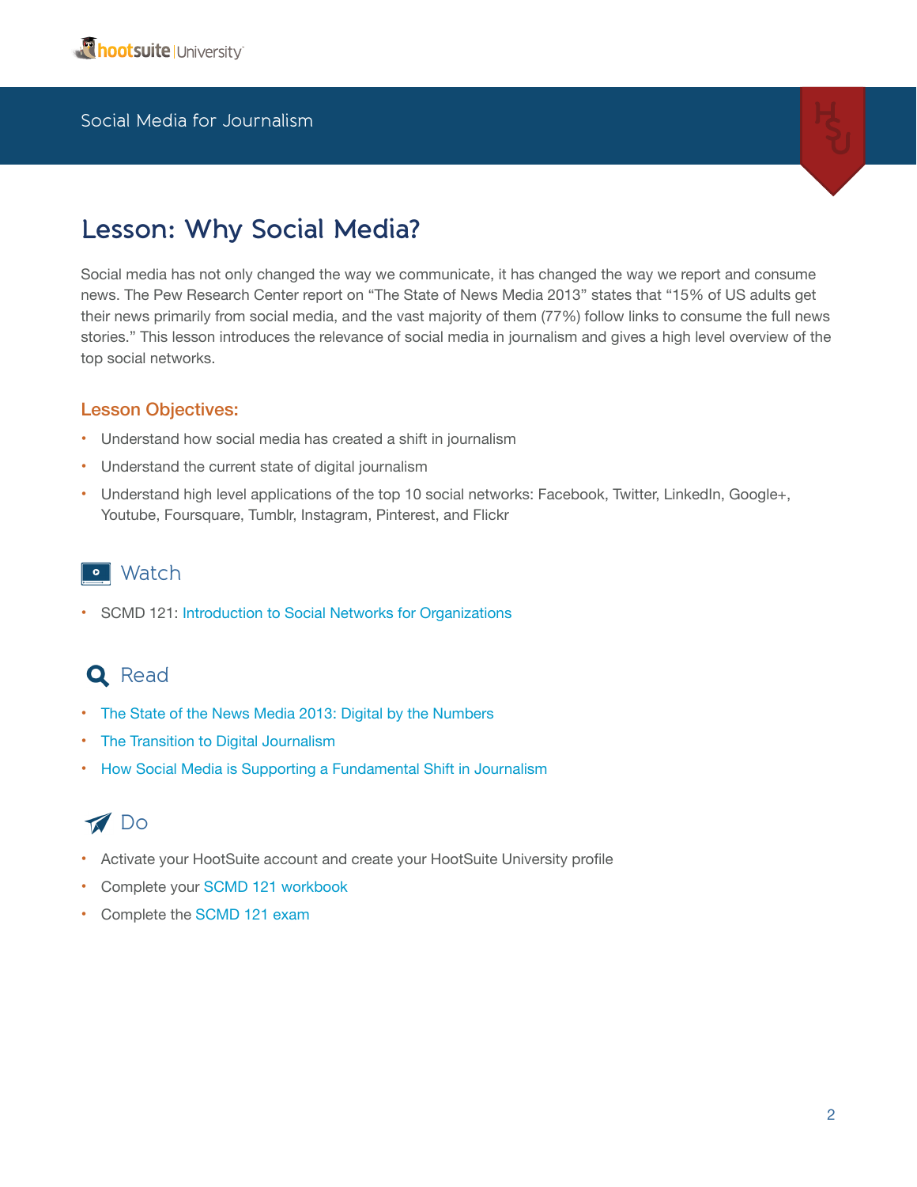# Lesson: Why Social Media?

Social media has not only changed the way we communicate, it has changed the way we report and consume news. The Pew Research Center report on "The State of News Media 2013" states that "15% of US adults get their news primarily from social media, and the vast majority of them (77%) follow links to consume the full news stories." This lesson introduces the relevance of social media in journalism and gives a high level overview of the top social networks.

### Lesson Objectives:

- Understand how social media has created a shift in journalism
- Understand the current state of digital journalism
- Understand high level applications of the top 10 social networks: Facebook, Twitter, LinkedIn, Google+, Youtube, Foursquare, Tumblr, Instagram, Pinterest, and Flickr

## Watch

- SCMD 121: Introduction to Social Networks for Organizations

## Read

- The State of the News Media 2013: Digital by the Numbers
- The Transition to Digital Journalism
- How Social Media is Supporting a Fundamental Shift in Journalism

## Do

- Activate your HootSuite account and create your HootSuite University profile
- Complete your SCMD 121 workbook
- Complete the SCMD 121 exam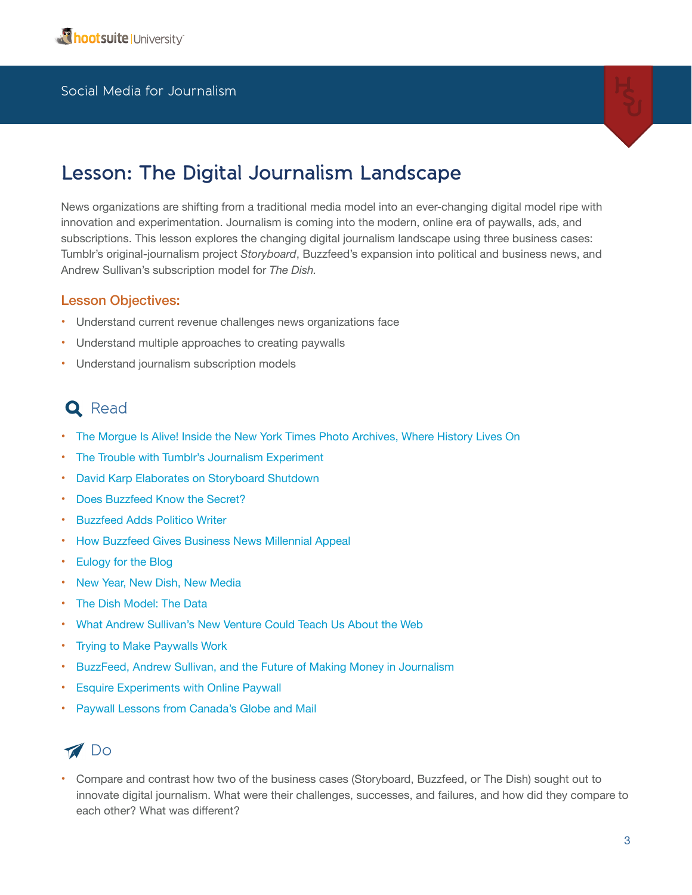Social Media for Journalism

# Lesson: The Digital Journalism Landscape

News organizations are shifting from a traditional media model into an ever-changing digital model ripe with innovation and experimentation. Journalism is coming into the modern, online era of paywalls, ads, and subscriptions. This lesson explores the changing digital journalism landscape using three business cases: Tumblr's original-journalism project *Storyboard*, Buzzfeed's expansion into political and business news, and Andrew Sullivan's subscription model for *The Dish.*

## Lesson Objectives:

- Understand current revenue challenges news organizations face
- Understand multiple approaches to creating paywalls
- Understand journalism subscription models

## Read

- The Morgue Is Alive! Inside the New York Times Photo Archives, Where History Lives On
- The Trouble with Tumblr's Journalism Experiment
- David Karp Elaborates on Storyboard Shutdown
- Does Buzzfeed Know the Secret?
- Buzzfeed Adds Politico Writer
- How Buzzfeed Gives Business News Millennial Appeal
- Eulogy for the Blog
- New Year, New Dish, New Media
- The Dish Model: The Data
- What Andrew Sullivan's New Venture Could Teach Us About the Web
- Trying to Make Paywalls Work
- BuzzFeed, Andrew Sullivan, and the Future of Making Money in Journalism
- Esquire Experiments with Online Paywall
- Paywall Lessons from Canada's Globe and Mail

## Do

- Compare and contrast how two of the business cases (Storyboard, Buzzfeed, or The Dish) sought out to innovate digital journalism. What were their challenges, successes, and failures, and how did they compare to each other? What was different?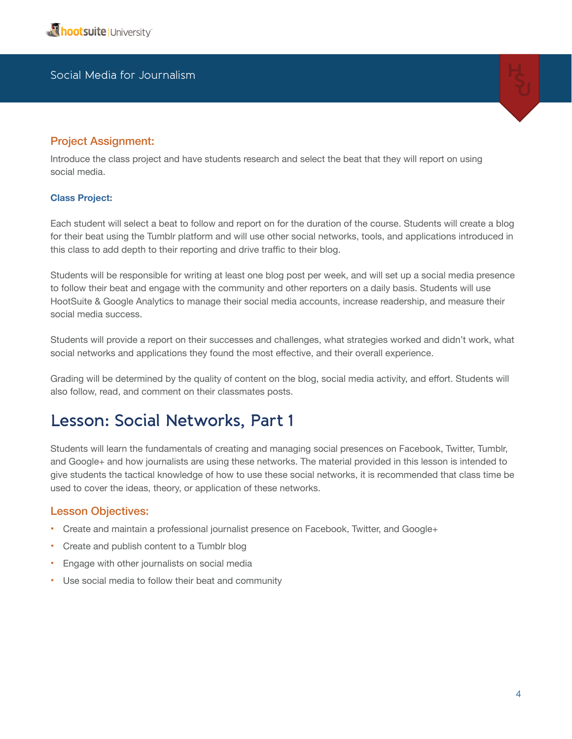### Project Assignment:

Introduce the class project and have students research and select the beat that they will report on using social media.

#### Class Project:

Each student will select a beat to follow and report on for the duration of the course. Students will create a blog for their beat using the Tumblr platform and will use other social networks, tools, and applications introduced in this class to add depth to their reporting and drive traffic to their blog.

Students will be responsible for writing at least one blog post per week, and will set up a social media presence to follow their beat and engage with the community and other reporters on a daily basis. Students will use HootSuite & Google Analytics to manage their social media accounts, increase readership, and measure their social media success.

Students will provide a report on their successes and challenges, what strategies worked and didn't work, what social networks and applications they found the most effective, and their overall experience.

Grading will be determined by the quality of content on the blog, social media activity, and effort. Students will also follow, read, and comment on their classmates posts.

## Lesson: Social Networks, Part 1

Students will learn the fundamentals of creating and managing social presences on Facebook, Twitter, Tumblr, and Google+ and how journalists are using these networks. The material provided in this lesson is intended to give students the tactical knowledge of how to use these social networks, it is recommended that class time be used to cover the ideas, theory, or application of these networks.

### Lesson Objectives:

- Create and maintain a professional journalist presence on Facebook, Twitter, and Google+
- Create and publish content to a Tumblr blog
- Engage with other journalists on social media
- Use social media to follow their beat and community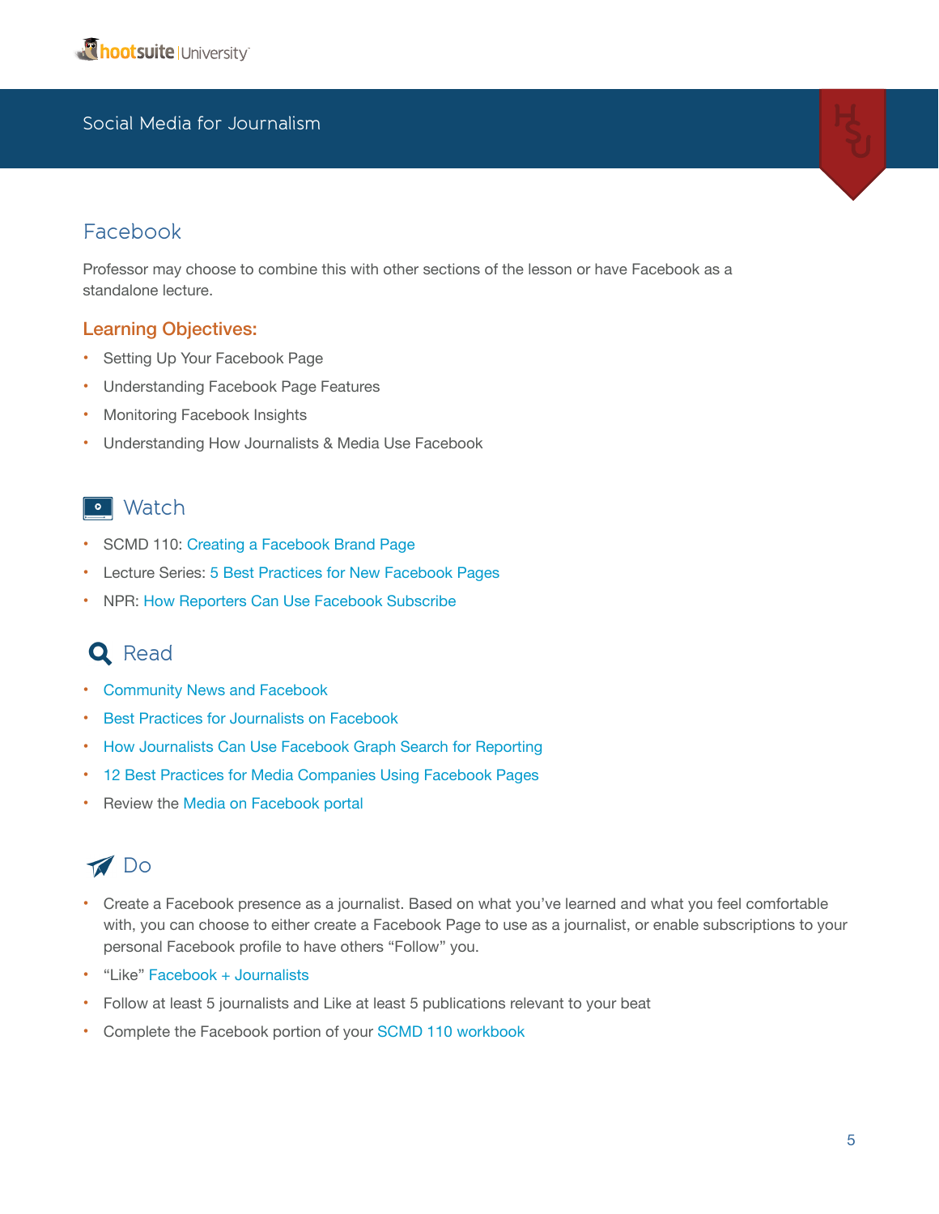## Facebook

Professor may choose to combine this with other sections of the lesson or have Facebook as a standalone lecture.

### Learning Objectives:

- Setting Up Your Facebook Page
- Understanding Facebook Page Features
- Monitoring Facebook Insights
- Understanding How Journalists & Media Use Facebook

### Watch

- SCMD 110: Creating a Facebook Brand Page
- Lecture Series: 5 Best Practices for New Facebook Pages
- NPR: How Reporters Can Use Facebook Subscribe

### Read

- Community News and Facebook
- Best Practices for Journalists on Facebook
- How Journalists Can Use Facebook Graph Search for Reporting
- 12 Best Practices for Media Companies Using Facebook Pages
- Review the Media on Facebook portal

### Do

- Create a Facebook presence as a journalist. Based on what you've learned and what you feel comfortable with, you can choose to either create a Facebook Page to use as a journalist, or enable subscriptions to your personal Facebook profile to have others "Follow" you.
- "Like" Facebook + Journalists
- Follow at least 5 journalists and Like at least 5 publications relevant to your beat
- Complete the Facebook portion of your SCMD 110 workbook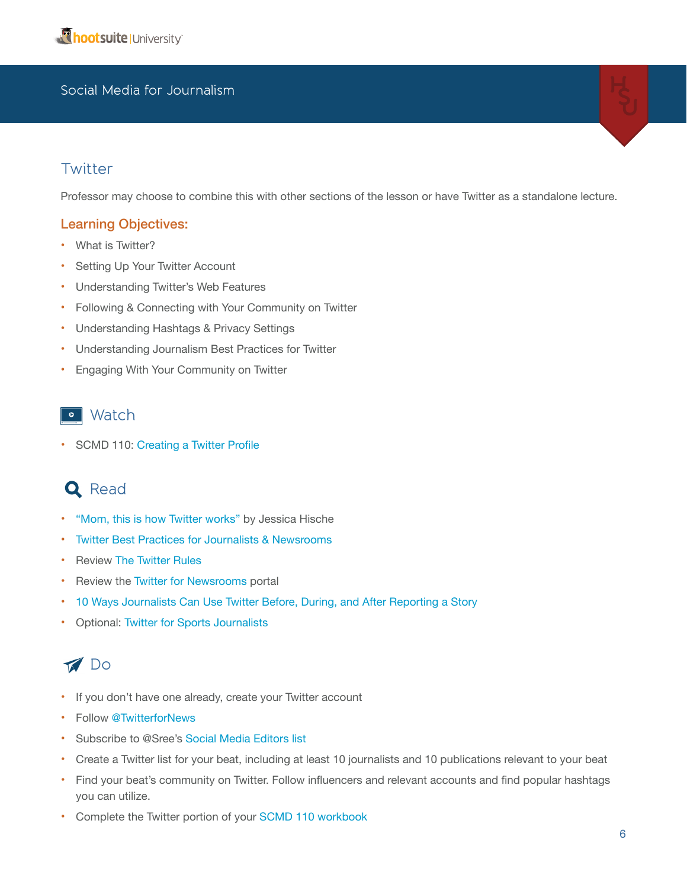## Twitter

Professor may choose to combine this with other sections of the lesson or have Twitter as a standalone lecture.

### Learning Objectives:

- What is Twitter?
- Setting Up Your Twitter Account
- Understanding Twitter's Web Features
- Following & Connecting with Your Community on Twitter
- Understanding Hashtags & Privacy Settings
- Understanding Journalism Best Practices for Twitter
- Engaging With Your Community on Twitter

## Watch

- SCMD 110: Creating a Twitter Profile

## Read

- "Mom, this is how Twitter works" by Jessica Hische
- Twitter Best Practices for Journalists & Newsrooms
- Review The Twitter Rules
- Review the Twitter for Newsrooms portal
- 10 Ways Journalists Can Use Twitter Before, During, and After Reporting a Story
- Optional: Twitter for Sports Journalists

## Do

- If you don't have one already, create your Twitter account
- Follow @TwitterforNews
- Subscribe to @Sree's Social Media Editors list
- Create a Twitter list for your beat, including at least 10 journalists and 10 publications relevant to your beat
- Find your beat's community on Twitter. Follow influencers and relevant accounts and find popular hashtags you can utilize.
- Complete the Twitter portion of your SCMD 110 workbook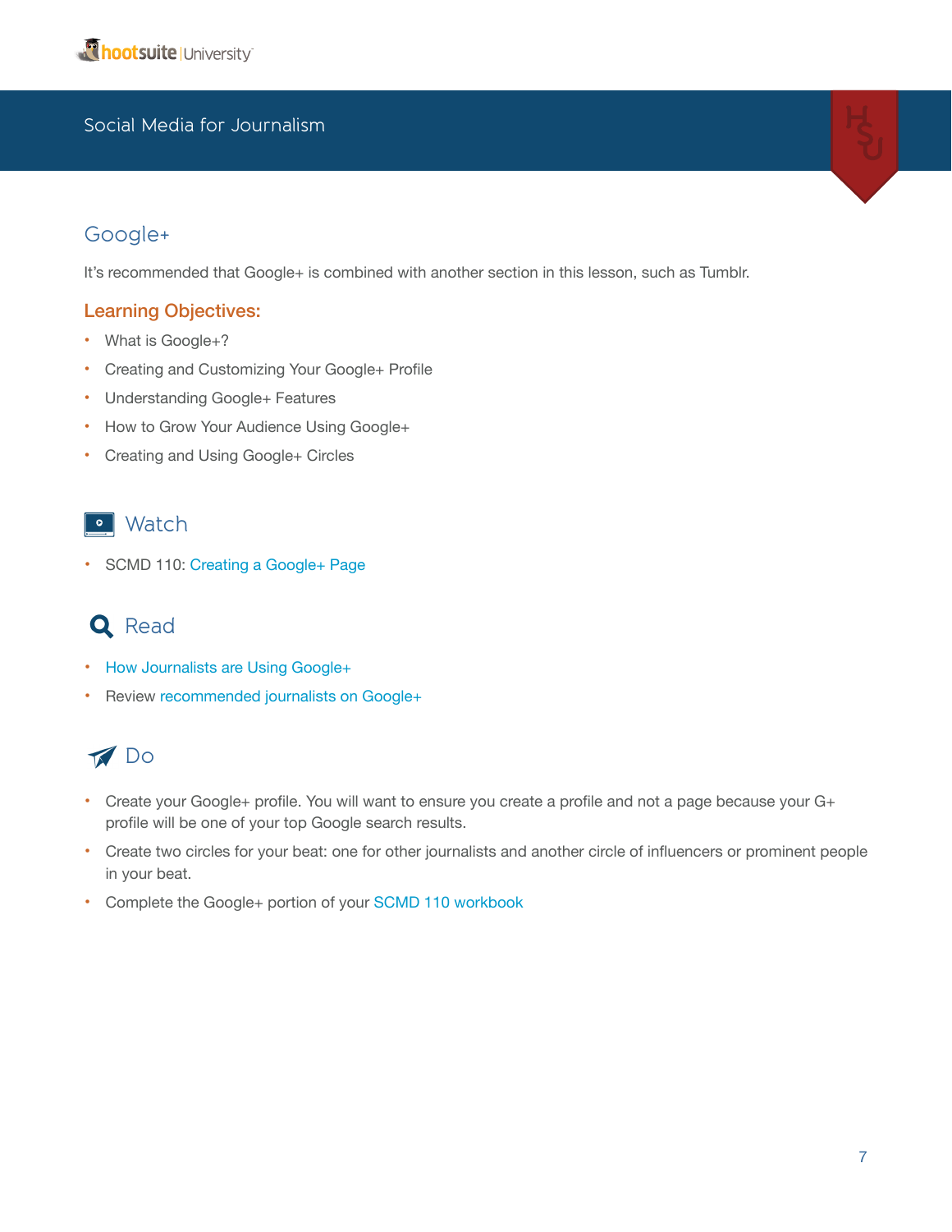## Google+

It's recommended that Google+ is combined with another section in this lesson, such as Tumblr.

### Learning Objectives:

- What is Google+?
- Creating and Customizing Your Google+ Profile
- Understanding Google+ Features
- How to Grow Your Audience Using Google+
- Creating and Using Google+ Circles

### Watch

- SCMD 110: Creating a Google+ Page

### Read

- How Journalists are Using Google+
- Review recommended journalists on Google+

### Do

- Create your Google+ profile. You will want to ensure you create a profile and not a page because your G+ profile will be one of your top Google search results.
- Create two circles for your beat: one for other journalists and another circle of influencers or prominent people in your beat.
- Complete the Google+ portion of your SCMD 110 workbook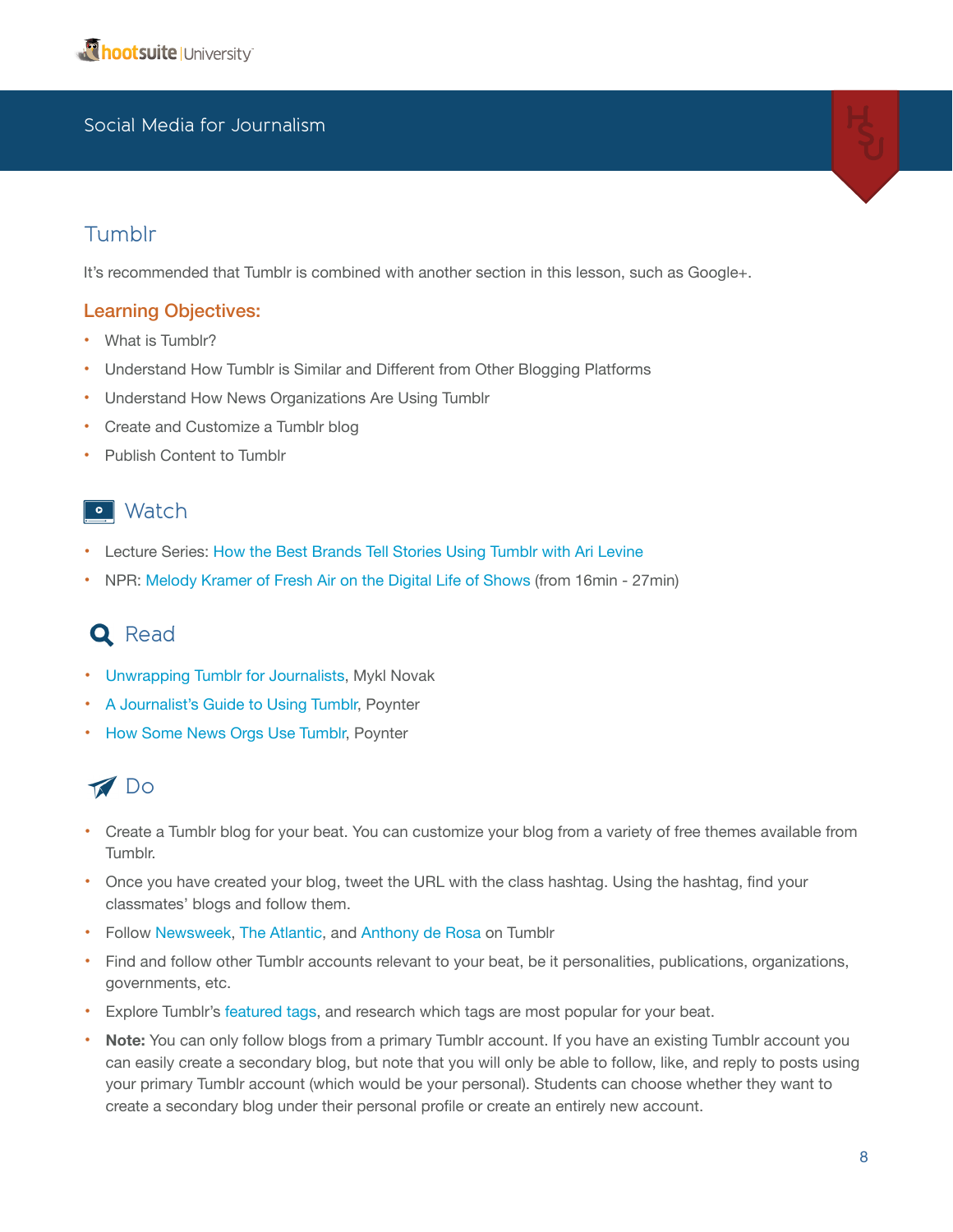## Tumblr

It's recommended that Tumblr is combined with another section in this lesson, such as Google+.

### Learning Objectives:

- What is Tumblr?
- Understand How Tumblr is Similar and Different from Other Blogging Platforms
- Understand How News Organizations Are Using Tumblr
- Create and Customize a Tumblr blog
- Publish Content to Tumblr

### Watch

- Lecture Series: How the Best Brands Tell Stories Using Tumblr with Ari Levine
- NPR: Melody Kramer of Fresh Air on the Digital Life of Shows (from 16min - 27min)

### Read

- Unwrapping Tumblr for Journalists, Mykl Novak
- A Journalist's Guide to Using Tumblr, Poynter
- How Some News Orgs Use Tumblr, Poynter

### Do

- Create a Tumblr blog for your beat. You can customize your blog from a variety of free themes available from Tumblr.
- Once you have created your blog, tweet the URL with the class hashtag. Using the hashtag, find your classmates' blogs and follow them.
- Follow Newsweek, The Atlantic, and Anthony de Rosa on Tumblr
- Find and follow other Tumblr accounts relevant to your beat, be it personalities, publications, organizations, governments, etc.
- Explore Tumblr's featured tags, and research which tags are most popular for your beat.
- **Note:** You can only follow blogs from a primary Tumblr account. If you have an existing Tumblr account you can easily create a secondary blog, but note that you will only be able to follow, like, and reply to posts using your primary Tumblr account (which would be your personal). Students can choose whether they want to create a secondary blog under their personal profile or create an entirely new account.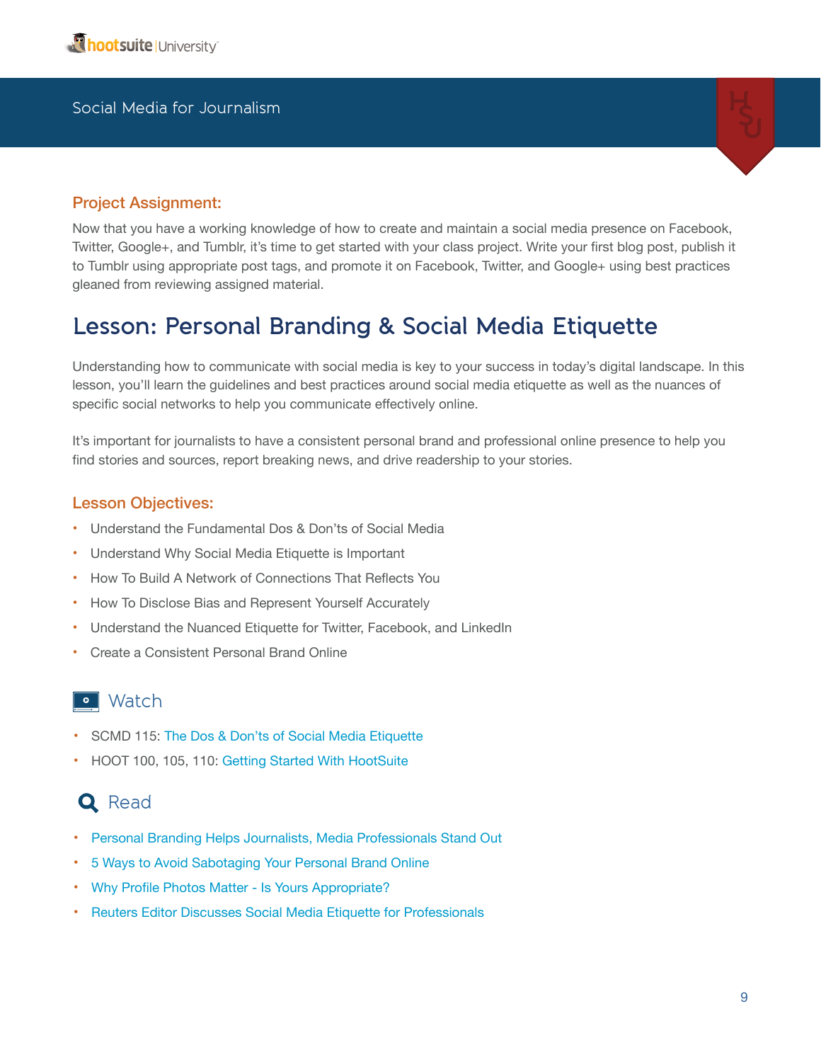### Project Assignment:

Now that you have a working knowledge of how to create and maintain a social media presence on Facebook, Twitter, Google+, and Tumblr, it's time to get started with your class project. Write your first blog post, publish it to Tumblr using appropriate post tags, and promote it on Facebook, Twitter, and Google+ using best practices gleaned from reviewing assigned material.

## Lesson: Personal Branding & Social Media Etiquette

Understanding how to communicate with social media is key to your success in today's digital landscape. In this lesson, you'll learn the guidelines and best practices around social media etiquette as well as the nuances of specific social networks to help you communicate effectively online.

It's important for journalists to have a consistent personal brand and professional online presence to help you find stories and sources, report breaking news, and drive readership to your stories.

### Lesson Objectives:

- Understand the Fundamental Dos & Don'ts of Social Media
- Understand Why Social Media Etiquette is Important
- How To Build A Network of Connections That Reflects You
- How To Disclose Bias and Represent Yourself Accurately
- Understand the Nuanced Etiquette for Twitter, Facebook, and LinkedIn
- Create a Consistent Personal Brand Online

### Watch

- SCMD 115: The Dos & Don'ts of Social Media Etiquette
- HOOT 100, 105, 110: Getting Started With HootSuite

### Read

- Personal Branding Helps Journalists, Media Professionals Stand Out
- 5 Ways to Avoid Sabotaging Your Personal Brand Online
- Why Profile Photos Matter - Is Yours Appropriate?
- Reuters Editor Discusses Social Media Etiquette for Professionals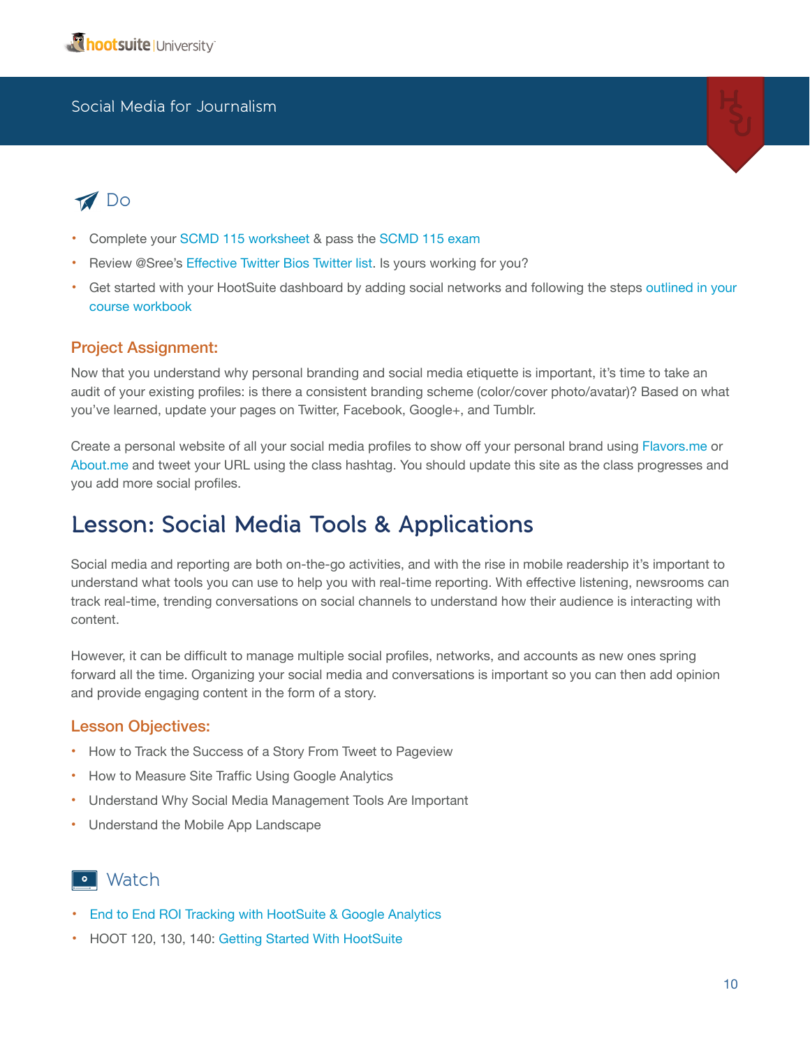### Do

- Complete your SCMD 115 worksheet & pass the SCMD 115 exam
- Review @Sree's Effective Twitter Bios Twitter list. Is yours working for you?
- Get started with your HootSuite dashboard by adding social networks and following the steps outlined in your course workbook

#### Project Assignment:

Now that you understand why personal branding and social media etiquette is important, it's time to take an audit of your existing profiles: is there a consistent branding scheme (color/cover photo/avatar)? Based on what you've learned, update your pages on Twitter, Facebook, Google+, and Tumblr.

Create a personal website of all your social media profiles to show off your personal brand using Flavors.me or About.me and tweet your URL using the class hashtag. You should update this site as the class progresses and you add more social profiles.

## Lesson: Social Media Tools & Applications

Social media and reporting are both on-the-go activities, and with the rise in mobile readership it's important to understand what tools you can use to help you with real-time reporting. With effective listening, newsrooms can track real-time, trending conversations on social channels to understand how their audience is interacting with content.

However, it can be difficult to manage multiple social profiles, networks, and accounts as new ones spring forward all the time. Organizing your social media and conversations is important so you can then add opinion and provide engaging content in the form of a story.

#### Lesson Objectives:

- How to Track the Success of a Story From Tweet to Pageview
- How to Measure Site Traffic Using Google Analytics
- Understand Why Social Media Management Tools Are Important
- Understand the Mobile App Landscape

### Watch

- End to End ROI Tracking with HootSuite & Google Analytics
- HOOT 120, 130, 140: Getting Started With HootSuite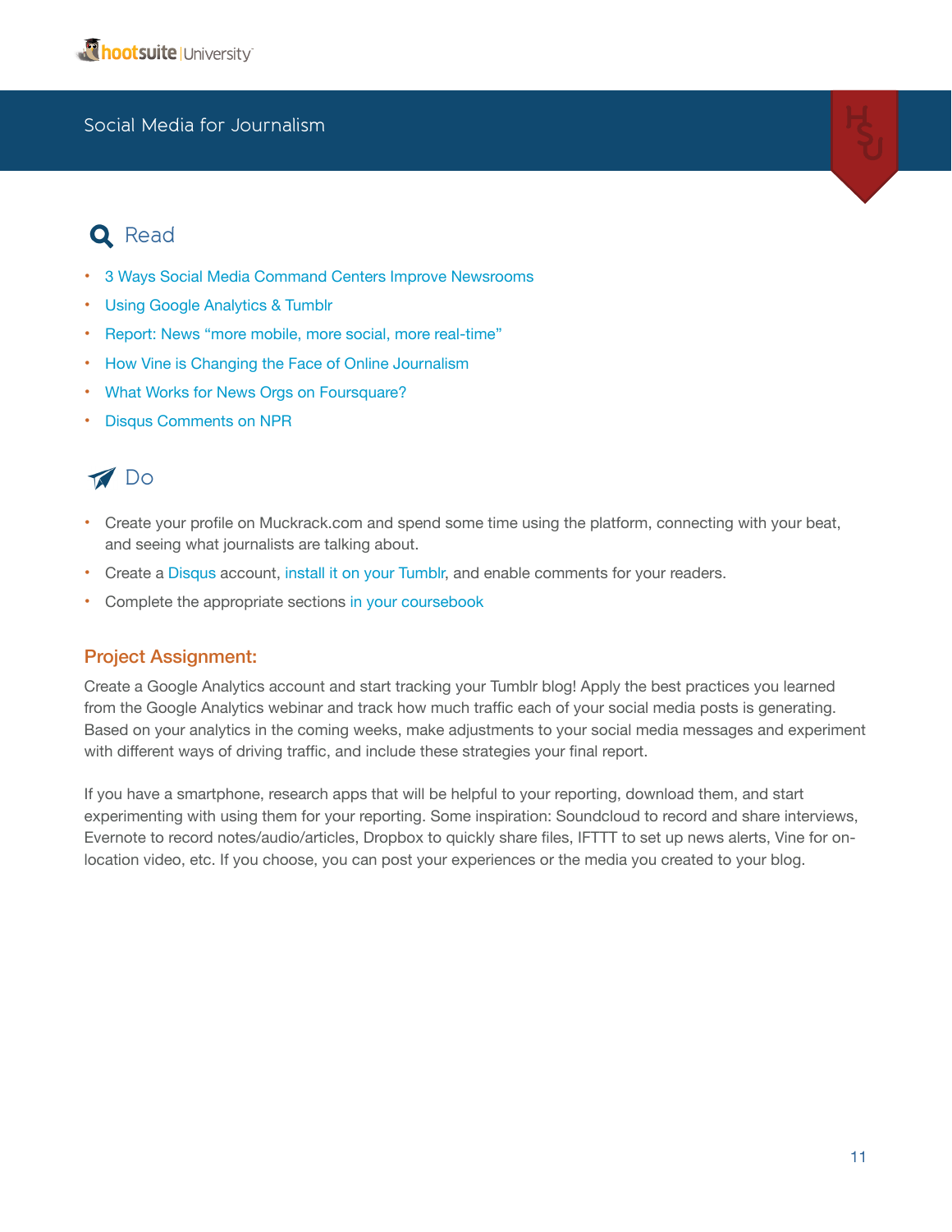## Read

- 3 Ways Social Media Command Centers Improve Newsrooms
- Using Google Analytics & Tumblr
- Report: News "more mobile, more social, more real-time"
- How Vine is Changing the Face of Online Journalism
- What Works for News Orgs on Foursquare?
- Disqus Comments on NPR

## Do

- Create your profile on Muckrack.com and spend some time using the platform, connecting with your beat, and seeing what journalists are talking about.
- Create a Disqus account, install it on your Tumblr, and enable comments for your readers.
- Complete the appropriate sections in your coursebook

### Project Assignment:

Create a Google Analytics account and start tracking your Tumblr blog! Apply the best practices you learned from the Google Analytics webinar and track how much traffic each of your social media posts is generating. Based on your analytics in the coming weeks, make adjustments to your social media messages and experiment with different ways of driving traffic, and include these strategies your final report.

If you have a smartphone, research apps that will be helpful to your reporting, download them, and start experimenting with using them for your reporting. Some inspiration: Soundcloud to record and share interviews, Evernote to record notes/audio/articles, Dropbox to quickly share files, IFTTT to set up news alerts, Vine for on-location video, etc. If you choose, you can post your experiences or the media you created to your blog.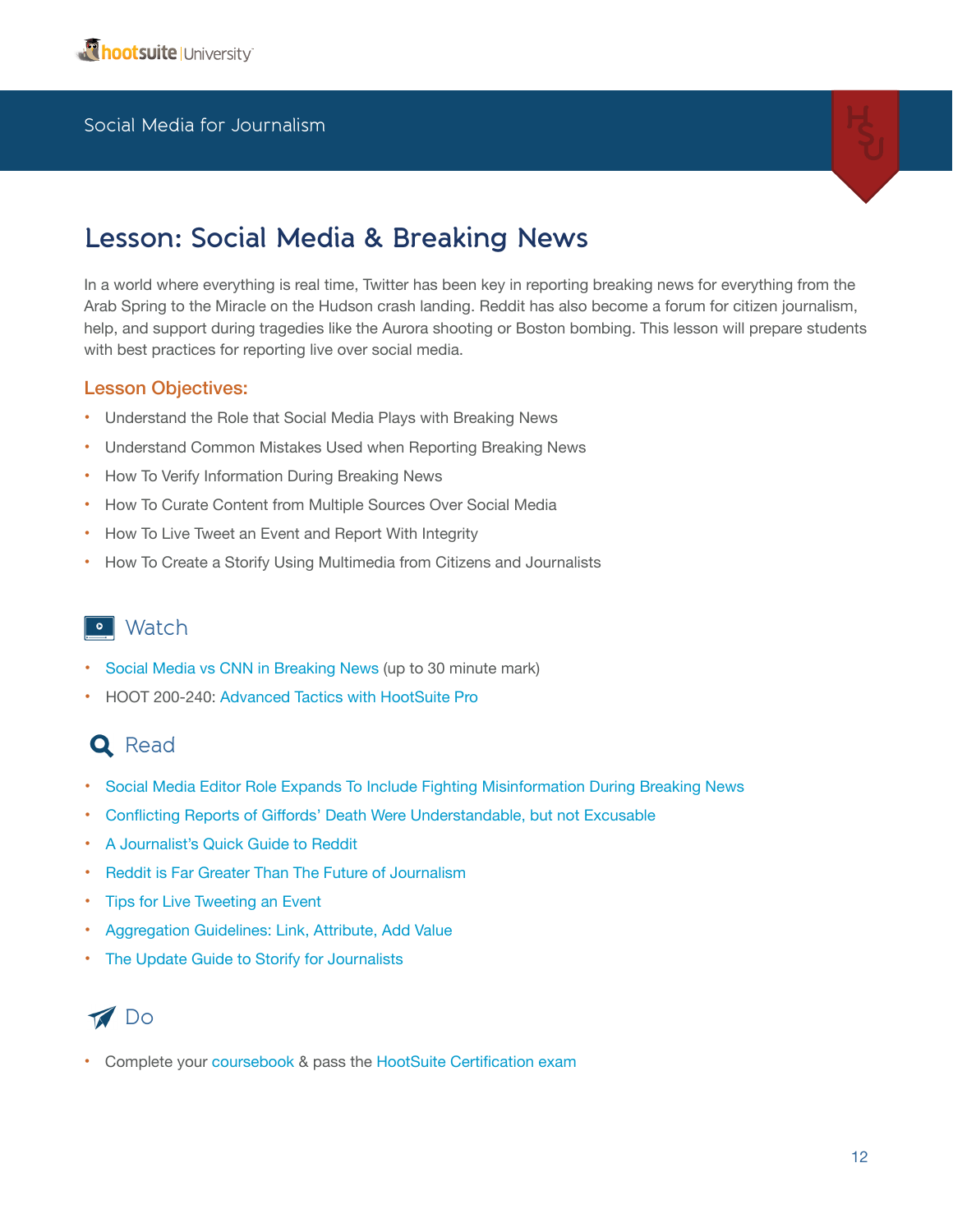# Lesson: Social Media & Breaking News

In a world where everything is real time, Twitter has been key in reporting breaking news for everything from the Arab Spring to the Miracle on the Hudson crash landing. Reddit has also become a forum for citizen journalism, help, and support during tragedies like the Aurora shooting or Boston bombing. This lesson will prepare students with best practices for reporting live over social media.

### Lesson Objectives:

- Understand the Role that Social Media Plays with Breaking News
- Understand Common Mistakes Used when Reporting Breaking News
- How To Verify Information During Breaking News
- How To Curate Content from Multiple Sources Over Social Media
- How To Live Tweet an Event and Report With Integrity
- How To Create a Storify Using Multimedia from Citizens and Journalists

## Watch

- Social Media vs CNN in Breaking News (up to 30 minute mark)
- HOOT 200-240: Advanced Tactics with HootSuite Pro

## Read

- Social Media Editor Role Expands To Include Fighting Misinformation During Breaking News
- Conflicting Reports of Giffords' Death Were Understandable, but not Excusable
- A Journalist's Quick Guide to Reddit
- Reddit is Far Greater Than The Future of Journalism
- Tips for Live Tweeting an Event
- Aggregation Guidelines: Link, Attribute, Add Value
- The Update Guide to Storify for Journalists

## Do

- Complete your coursebook & pass the HootSuite Certification exam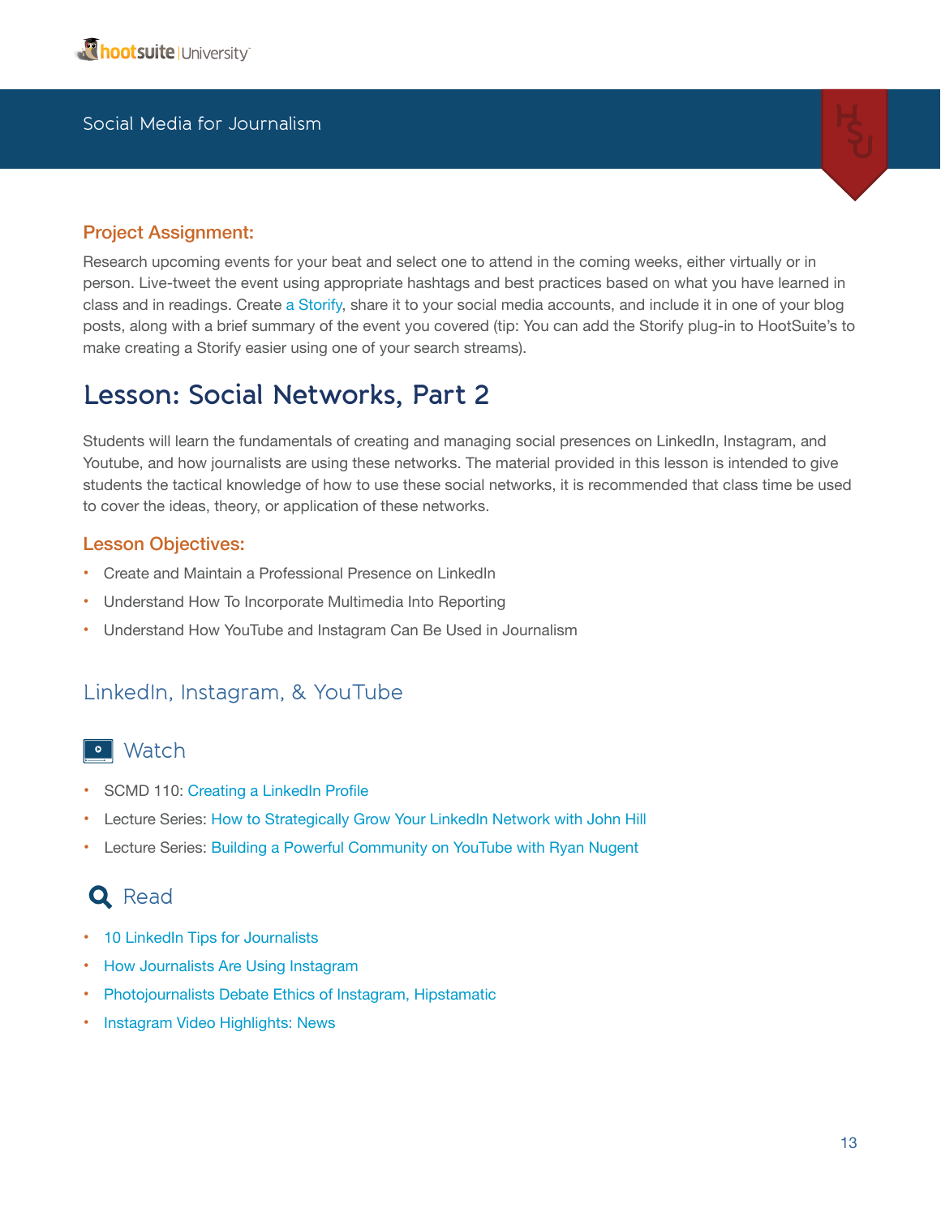### Project Assignment:

Research upcoming events for your beat and select one to attend in the coming weeks, either virtually or in person. Live-tweet the event using appropriate hashtags and best practices based on what you have learned in class and in readings. Create a Storify, share it to your social media accounts, and include it in one of your blog posts, along with a brief summary of the event you covered (tip: You can add the Storify plug-in to HootSuite's to make creating a Storify easier using one of your search streams).

# Lesson: Social Networks, Part 2

Students will learn the fundamentals of creating and managing social presences on LinkedIn, Instagram, and Youtube, and how journalists are using these networks. The material provided in this lesson is intended to give students the tactical knowledge of how to use these social networks, it is recommended that class time be used to cover the ideas, theory, or application of these networks.

### Lesson Objectives:

- Create and Maintain a Professional Presence on LinkedIn
- Understand How To Incorporate Multimedia Into Reporting
- Understand How YouTube and Instagram Can Be Used in Journalism

## LinkedIn, Instagram, & YouTube

### Watch

- SCMD 110: Creating a LinkedIn Profile
- Lecture Series: How to Strategically Grow Your LinkedIn Network with John Hill
- Lecture Series: Building a Powerful Community on YouTube with Ryan Nugent

### Read

- 10 LinkedIn Tips for Journalists
- How Journalists Are Using Instagram
- Photojournalists Debate Ethics of Instagram, Hipstamatic
- Instagram Video Highlights: News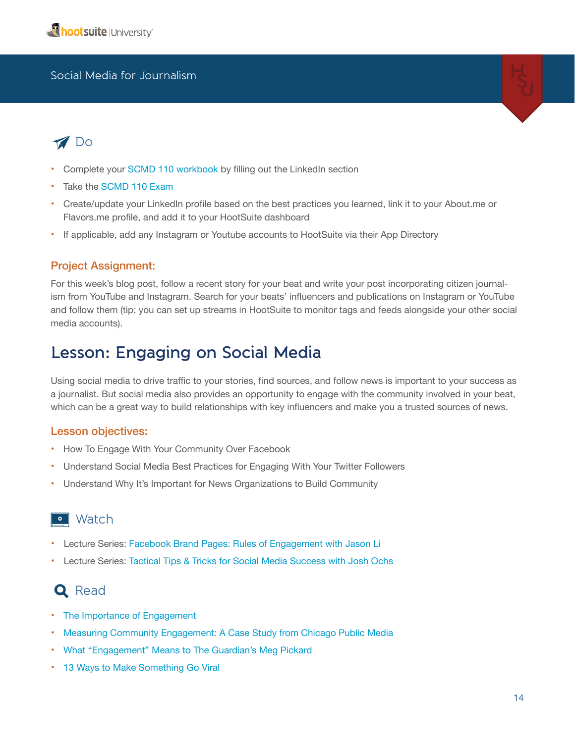## Do

- Complete your SCMD 110 workbook by filling out the LinkedIn section
- Take the SCMD 110 Exam
- Create/update your LinkedIn profile based on the best practices you learned, link it to your About.me or Flavors.me profile, and add it to your HootSuite dashboard
- If applicable, add any Instagram or Youtube accounts to HootSuite via their App Directory

### Project Assignment:

For this week's blog post, follow a recent story for your beat and write your post incorporating citizen journalism from YouTube and Instagram. Search for your beats' influencers and publications on Instagram or YouTube and follow them (tip: you can set up streams in HootSuite to monitor tags and feeds alongside your other social media accounts).

# Lesson: Engaging on Social Media

Using social media to drive traffic to your stories, find sources, and follow news is important to your success as a journalist. But social media also provides an opportunity to engage with the community involved in your beat, which can be a great way to build relationships with key influencers and make you a trusted sources of news.

### Lesson objectives:

- How To Engage With Your Community Over Facebook
- Understand Social Media Best Practices for Engaging With Your Twitter Followers
- Understand Why It's Important for News Organizations to Build Community

## Watch

- Lecture Series: Facebook Brand Pages: Rules of Engagement with Jason Li
- Lecture Series: Tactical Tips & Tricks for Social Media Success with Josh Ochs

## Read

- The Importance of Engagement
- Measuring Community Engagement: A Case Study from Chicago Public Media
- What "Engagement" Means to The Guardian's Meg Pickard
- 13 Ways to Make Something Go Viral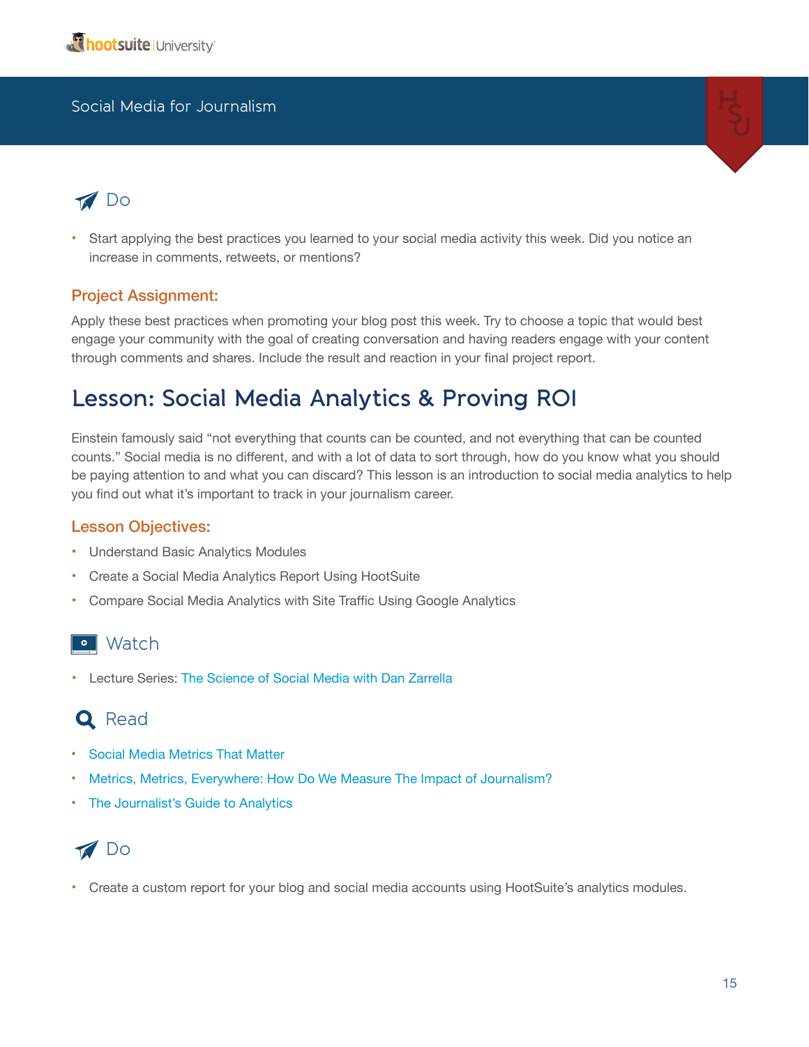### Do

- Start applying the best practices you learned to your social media activity this week. Did you notice an increase in comments, retweets, or mentions?

**Project Assignment:**

Apply these best practices when promoting your blog post this week. Try to choose a topic that would best engage your community with the goal of creating conversation and having readers engage with your content through comments and shares. Include the result and reaction in your final project report.

## Lesson: Social Media Analytics & Proving ROI

Einstein famously said "not everything that counts can be counted, and not everything that can be counted counts." Social media is no different, and with a lot of data to sort through, how do you know what you should be paying attention to and what you can discard? This lesson is an introduction to social media analytics to help you find out what it's important to track in your journalism career.

**Lesson Objectives:**

- Understand Basic Analytics Modules
- Create a Social Media Analytics Report Using HootSuite
- Compare Social Media Analytics with Site Traffic Using Google Analytics

### Watch

- Lecture Series: The Science of Social Media with Dan Zarrella

### Read

- Social Media Metrics That Matter
- Metrics, Metrics, Everywhere: How Do We Measure The Impact of Journalism?
- The Journalist's Guide to Analytics

### Do

- Create a custom report for your blog and social media accounts using HootSuite's analytics modules.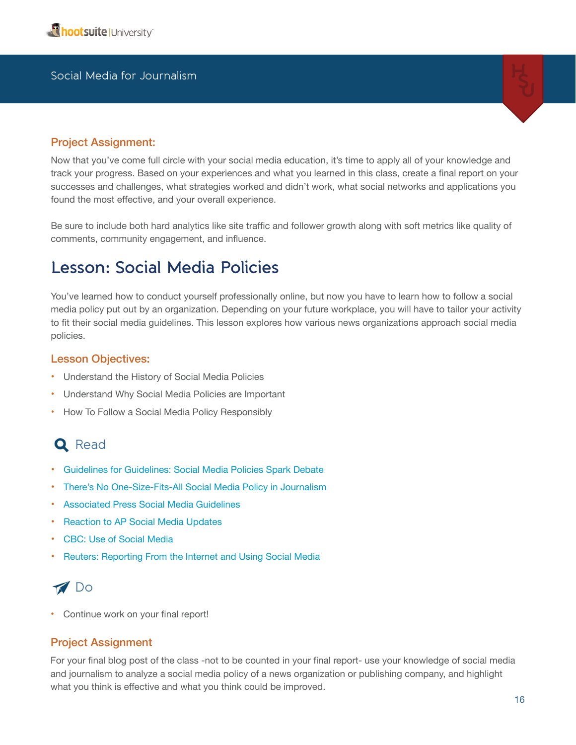### Project Assignment:

Now that you've come full circle with your social media education, it's time to apply all of your knowledge and track your progress. Based on your experiences and what you learned in this class, create a final report on your successes and challenges, what strategies worked and didn't work, what social networks and applications you found the most effective, and your overall experience.

Be sure to include both hard analytics like site traffic and follower growth along with soft metrics like quality of comments, community engagement, and influence.

## Lesson: Social Media Policies

You've learned how to conduct yourself professionally online, but now you have to learn how to follow a social media policy put out by an organization. Depending on your future workplace, you will have to tailor your activity to fit their social media guidelines. This lesson explores how various news organizations approach social media policies.

### Lesson Objectives:

- Understand the History of Social Media Policies
- Understand Why Social Media Policies are Important
- How To Follow a Social Media Policy Responsibly

### Read

- Guidelines for Guidelines: Social Media Policies Spark Debate
- There's No One-Size-Fits-All Social Media Policy in Journalism
- Associated Press Social Media Guidelines
- Reaction to AP Social Media Updates
- CBC: Use of Social Media
- Reuters: Reporting From the Internet and Using Social Media

### Do

- Continue work on your final report!

### Project Assignment

For your final blog post of the class -not to be counted in your final report- use your knowledge of social media and journalism to analyze a social media policy of a news organization or publishing company, and highlight what you think is effective and what you think could be improved.